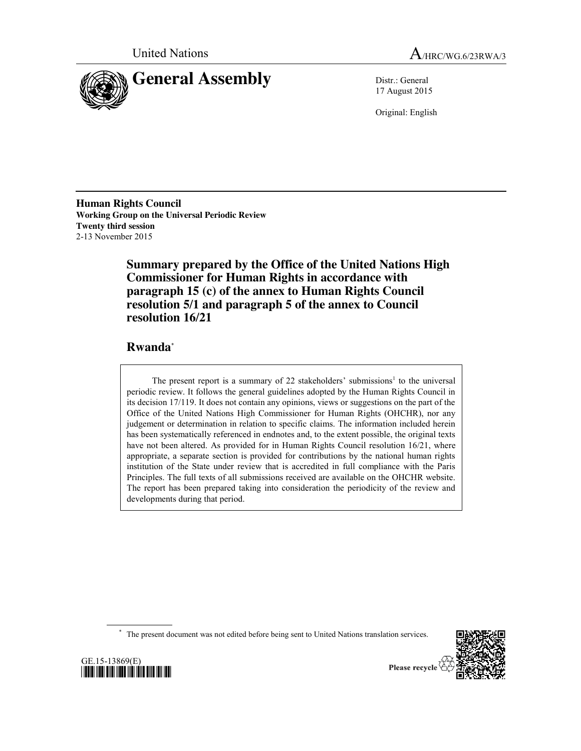United Nations

A/HRC/WG.6/23RWA/3

# General Assembly

Distr.: General
17 August 2015

Original: English

**Human Rights Council**
**Working Group on the Universal Periodic Review**
**Twenty third session**
2-13 November 2015

## Summary prepared by the Office of the United Nations High Commissioner for Human Rights in accordance with paragraph 15 (c) of the annex to Human Rights Council resolution 5/1 and paragraph 5 of the annex to Council resolution 16/21

## Rwanda*

The present report is a summary of 22 stakeholders' submissions[1] to the universal periodic review. It follows the general guidelines adopted by the Human Rights Council in its decision 17/119. It does not contain any opinions, views or suggestions on the part of the Office of the United Nations High Commissioner for Human Rights (OHCHR), nor any judgement or determination in relation to specific claims. The information included herein has been systematically referenced in endnotes and, to the extent possible, the original texts have not been altered. As provided for in Human Rights Council resolution 16/21, where appropriate, a separate section is provided for contributions by the national human rights institution of the State under review that is accredited in full compliance with the Paris Principles. The full texts of all submissions received are available on the OHCHR website. The report has been prepared taking into consideration the periodicity of the review and developments during that period.

\* The present document was not edited before being sent to United Nations translation services.

GE.15-13869(E)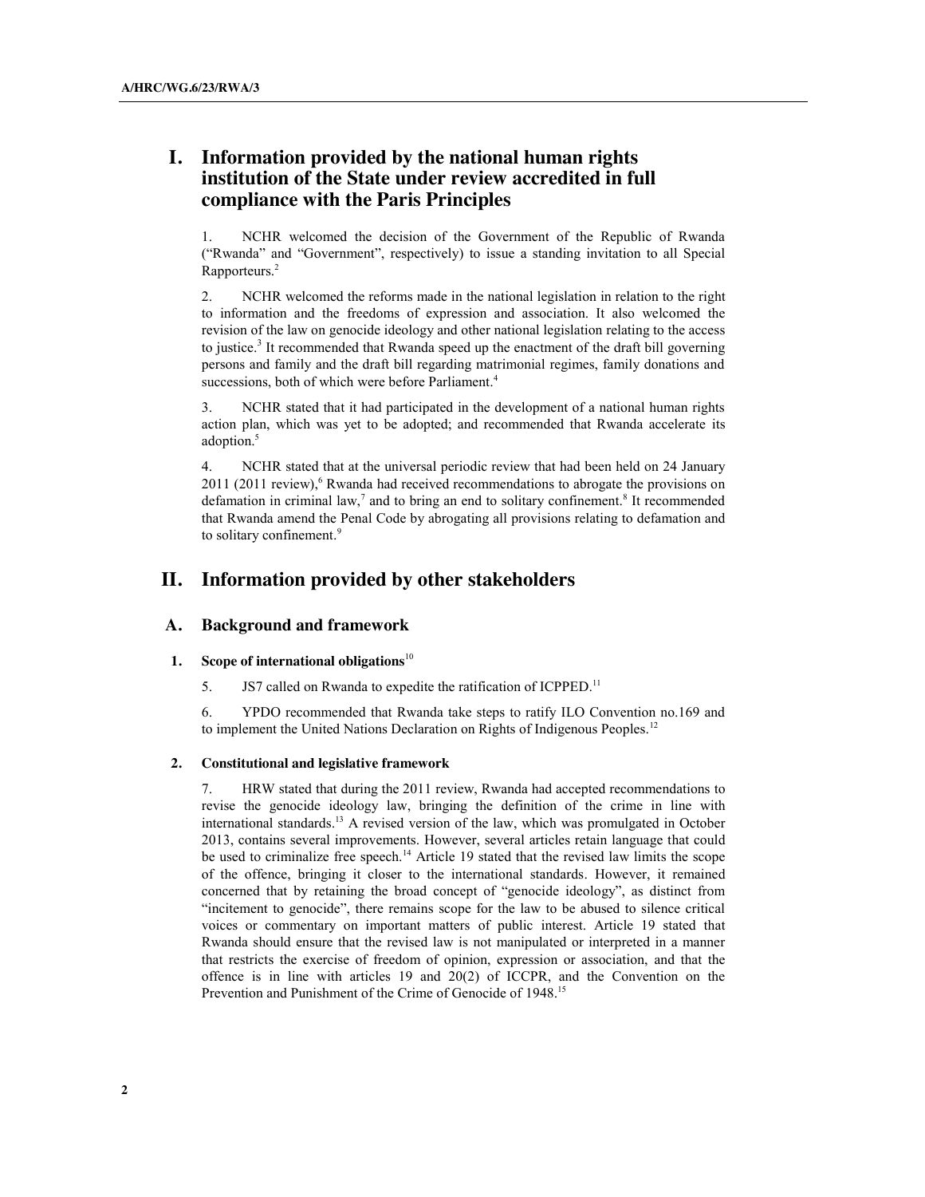# I. Information provided by the national human rights institution of the State under review accredited in full compliance with the Paris Principles

1. NCHR welcomed the decision of the Government of the Republic of Rwanda ("Rwanda" and "Government", respectively) to issue a standing invitation to all Special Rapporteurs.[2]

2. NCHR welcomed the reforms made in the national legislation in relation to the right to information and the freedoms of expression and association. It also welcomed the revision of the law on genocide ideology and other national legislation relating to the access to justice.[3] It recommended that Rwanda speed up the enactment of the draft bill governing persons and family and the draft bill regarding matrimonial regimes, family donations and successions, both of which were before Parliament.[4]

3. NCHR stated that it had participated in the development of a national human rights action plan, which was yet to be adopted; and recommended that Rwanda accelerate its adoption.[5]

4. NCHR stated that at the universal periodic review that had been held on 24 January 2011 (2011 review),[6] Rwanda had received recommendations to abrogate the provisions on defamation in criminal law,[7] and to bring an end to solitary confinement.[8] It recommended that Rwanda amend the Penal Code by abrogating all provisions relating to defamation and to solitary confinement.[9]

# II. Information provided by other stakeholders

## A. Background and framework

### 1. Scope of international obligations[10]

5. JS7 called on Rwanda to expedite the ratification of ICPPED.[11]

6. YPDO recommended that Rwanda take steps to ratify ILO Convention no.169 and to implement the United Nations Declaration on Rights of Indigenous Peoples.[12]

### 2. Constitutional and legislative framework

7. HRW stated that during the 2011 review, Rwanda had accepted recommendations to revise the genocide ideology law, bringing the definition of the crime in line with international standards.[13] A revised version of the law, which was promulgated in October 2013, contains several improvements. However, several articles retain language that could be used to criminalize free speech.[14] Article 19 stated that the revised law limits the scope of the offence, bringing it closer to the international standards. However, it remained concerned that by retaining the broad concept of "genocide ideology", as distinct from "incitement to genocide", there remains scope for the law to be abused to silence critical voices or commentary on important matters of public interest. Article 19 stated that Rwanda should ensure that the revised law is not manipulated or interpreted in a manner that restricts the exercise of freedom of opinion, expression or association, and that the offence is in line with articles 19 and 20(2) of ICCPR, and the Convention on the Prevention and Punishment of the Crime of Genocide of 1948.[15]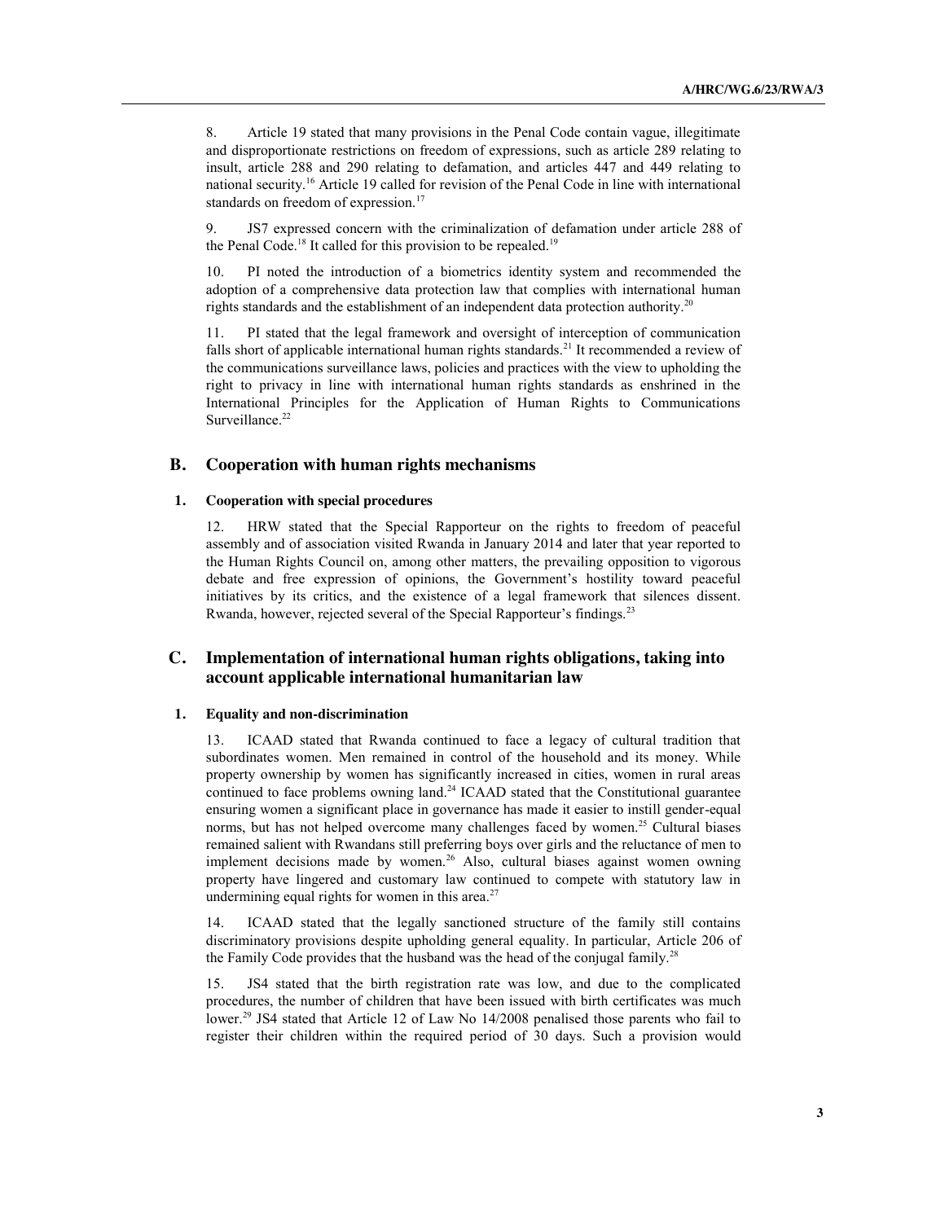8. Article 19 stated that many provisions in the Penal Code contain vague, illegitimate and disproportionate restrictions on freedom of expressions, such as article 289 relating to insult, article 288 and 290 relating to defamation, and articles 447 and 449 relating to national security.[16] Article 19 called for revision of the Penal Code in line with international standards on freedom of expression.[17]

9. JS7 expressed concern with the criminalization of defamation under article 288 of the Penal Code.[18] It called for this provision to be repealed.[19]

10. PI noted the introduction of a biometrics identity system and recommended the adoption of a comprehensive data protection law that complies with international human rights standards and the establishment of an independent data protection authority.[20]

11. PI stated that the legal framework and oversight of interception of communication falls short of applicable international human rights standards.[21] It recommended a review of the communications surveillance laws, policies and practices with the view to upholding the right to privacy in line with international human rights standards as enshrined in the International Principles for the Application of Human Rights to Communications Surveillance.[22]

## B. Cooperation with human rights mechanisms

### 1. Cooperation with special procedures

12. HRW stated that the Special Rapporteur on the rights to freedom of peaceful assembly and of association visited Rwanda in January 2014 and later that year reported to the Human Rights Council on, among other matters, the prevailing opposition to vigorous debate and free expression of opinions, the Government's hostility toward peaceful initiatives by its critics, and the existence of a legal framework that silences dissent. Rwanda, however, rejected several of the Special Rapporteur's findings.[23]

## C. Implementation of international human rights obligations, taking into account applicable international humanitarian law

### 1. Equality and non-discrimination

13. ICAAD stated that Rwanda continued to face a legacy of cultural tradition that subordinates women. Men remained in control of the household and its money. While property ownership by women has significantly increased in cities, women in rural areas continued to face problems owning land.[24] ICAAD stated that the Constitutional guarantee ensuring women a significant place in governance has made it easier to instill gender-equal norms, but has not helped overcome many challenges faced by women.[25] Cultural biases remained salient with Rwandans still preferring boys over girls and the reluctance of men to implement decisions made by women.[26] Also, cultural biases against women owning property have lingered and customary law continued to compete with statutory law in undermining equal rights for women in this area.[27]

14. ICAAD stated that the legally sanctioned structure of the family still contains discriminatory provisions despite upholding general equality. In particular, Article 206 of the Family Code provides that the husband was the head of the conjugal family.[28]

15. JS4 stated that the birth registration rate was low, and due to the complicated procedures, the number of children that have been issued with birth certificates was much lower.[29] JS4 stated that Article 12 of Law No 14/2008 penalised those parents who fail to register their children within the required period of 30 days. Such a provision would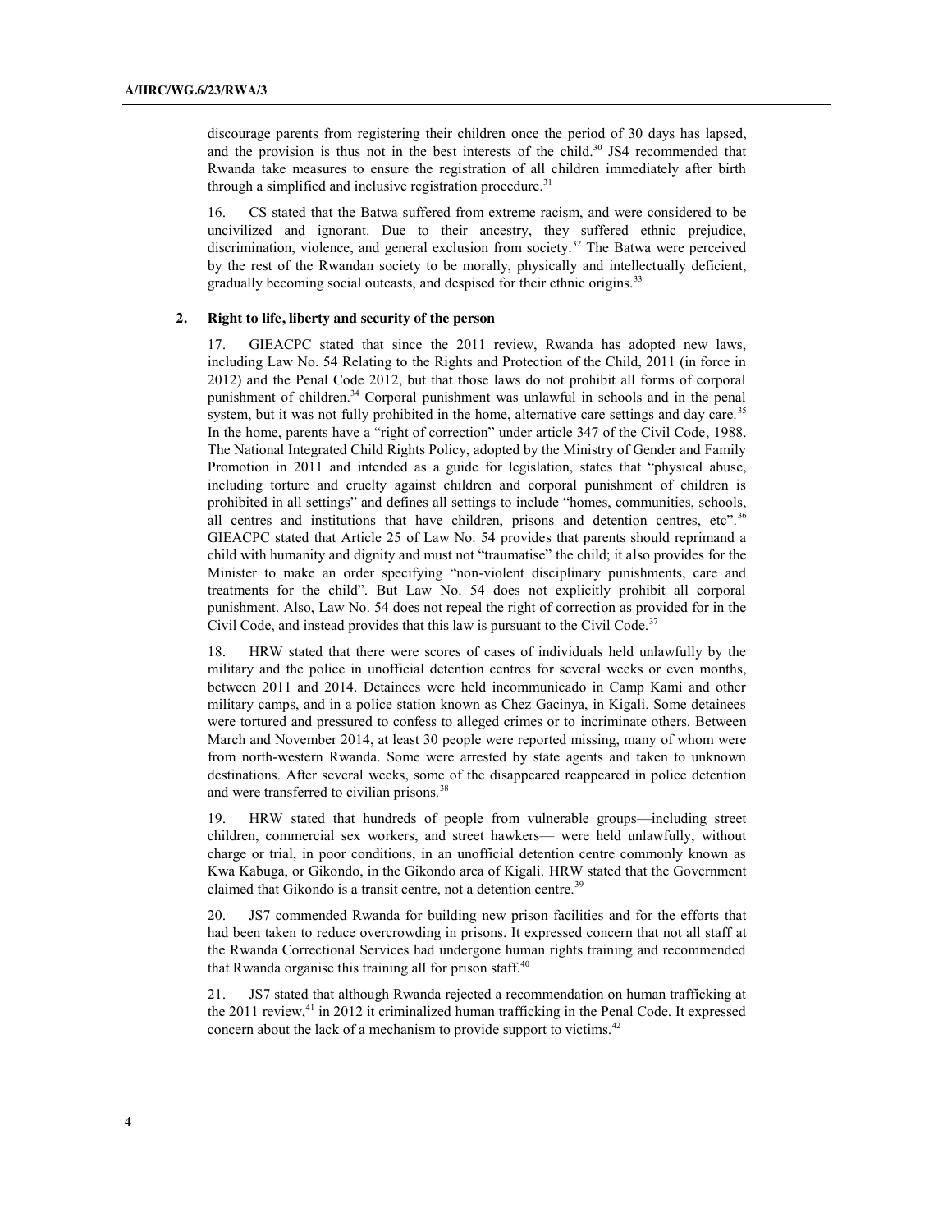discourage parents from registering their children once the period of 30 days has lapsed, and the provision is thus not in the best interests of the child.[30] JS4 recommended that Rwanda take measures to ensure the registration of all children immediately after birth through a simplified and inclusive registration procedure.[31]

16. CS stated that the Batwa suffered from extreme racism, and were considered to be uncivilized and ignorant. Due to their ancestry, they suffered ethnic prejudice, discrimination, violence, and general exclusion from society.[32] The Batwa were perceived by the rest of the Rwandan society to be morally, physically and intellectually deficient, gradually becoming social outcasts, and despised for their ethnic origins.[33]

### 2. Right to life, liberty and security of the person

17. GIEACPC stated that since the 2011 review, Rwanda has adopted new laws, including Law No. 54 Relating to the Rights and Protection of the Child, 2011 (in force in 2012) and the Penal Code 2012, but that those laws do not prohibit all forms of corporal punishment of children.[34] Corporal punishment was unlawful in schools and in the penal system, but it was not fully prohibited in the home, alternative care settings and day care.[35] In the home, parents have a "right of correction" under article 347 of the Civil Code, 1988. The National Integrated Child Rights Policy, adopted by the Ministry of Gender and Family Promotion in 2011 and intended as a guide for legislation, states that "physical abuse, including torture and cruelty against children and corporal punishment of children is prohibited in all settings" and defines all settings to include "homes, communities, schools, all centres and institutions that have children, prisons and detention centres, etc".[36] GIEACPC stated that Article 25 of Law No. 54 provides that parents should reprimand a child with humanity and dignity and must not "traumatise" the child; it also provides for the Minister to make an order specifying "non-violent disciplinary punishments, care and treatments for the child". But Law No. 54 does not explicitly prohibit all corporal punishment. Also, Law No. 54 does not repeal the right of correction as provided for in the Civil Code, and instead provides that this law is pursuant to the Civil Code.[37]

18. HRW stated that there were scores of cases of individuals held unlawfully by the military and the police in unofficial detention centres for several weeks or even months, between 2011 and 2014. Detainees were held incommunicado in Camp Kami and other military camps, and in a police station known as Chez Gacinya, in Kigali. Some detainees were tortured and pressured to confess to alleged crimes or to incriminate others. Between March and November 2014, at least 30 people were reported missing, many of whom were from north-western Rwanda. Some were arrested by state agents and taken to unknown destinations. After several weeks, some of the disappeared reappeared in police detention and were transferred to civilian prisons.[38]

19. HRW stated that hundreds of people from vulnerable groups—including street children, commercial sex workers, and street hawkers— were held unlawfully, without charge or trial, in poor conditions, in an unofficial detention centre commonly known as Kwa Kabuga, or Gikondo, in the Gikondo area of Kigali. HRW stated that the Government claimed that Gikondo is a transit centre, not a detention centre.[39]

20. JS7 commended Rwanda for building new prison facilities and for the efforts that had been taken to reduce overcrowding in prisons. It expressed concern that not all staff at the Rwanda Correctional Services had undergone human rights training and recommended that Rwanda organise this training all for prison staff.[40]

21. JS7 stated that although Rwanda rejected a recommendation on human trafficking at the 2011 review,[41] in 2012 it criminalized human trafficking in the Penal Code. It expressed concern about the lack of a mechanism to provide support to victims.[42]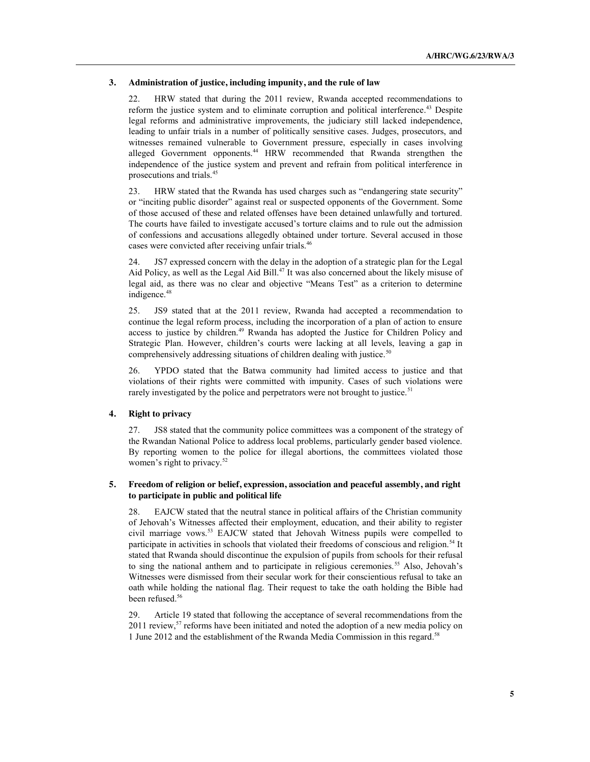### 3. Administration of justice, including impunity, and the rule of law

22. HRW stated that during the 2011 review, Rwanda accepted recommendations to reform the justice system and to eliminate corruption and political interference.[43] Despite legal reforms and administrative improvements, the judiciary still lacked independence, leading to unfair trials in a number of politically sensitive cases. Judges, prosecutors, and witnesses remained vulnerable to Government pressure, especially in cases involving alleged Government opponents.[44] HRW recommended that Rwanda strengthen the independence of the justice system and prevent and refrain from political interference in prosecutions and trials.[45]

23. HRW stated that the Rwanda has used charges such as "endangering state security" or "inciting public disorder" against real or suspected opponents of the Government. Some of those accused of these and related offenses have been detained unlawfully and tortured. The courts have failed to investigate accused's torture claims and to rule out the admission of confessions and accusations allegedly obtained under torture. Several accused in those cases were convicted after receiving unfair trials.[46]

24. JS7 expressed concern with the delay in the adoption of a strategic plan for the Legal Aid Policy, as well as the Legal Aid Bill.[47] It was also concerned about the likely misuse of legal aid, as there was no clear and objective "Means Test" as a criterion to determine indigence.[48]

25. JS9 stated that at the 2011 review, Rwanda had accepted a recommendation to continue the legal reform process, including the incorporation of a plan of action to ensure access to justice by children.[49] Rwanda has adopted the Justice for Children Policy and Strategic Plan. However, children's courts were lacking at all levels, leaving a gap in comprehensively addressing situations of children dealing with justice.[50]

26. YPDO stated that the Batwa community had limited access to justice and that violations of their rights were committed with impunity. Cases of such violations were rarely investigated by the police and perpetrators were not brought to justice.[51]

### 4. Right to privacy

27. JS8 stated that the community police committees was a component of the strategy of the Rwandan National Police to address local problems, particularly gender based violence. By reporting women to the police for illegal abortions, the committees violated those women's right to privacy.[52]

### 5. Freedom of religion or belief, expression, association and peaceful assembly, and right to participate in public and political life

28. EAJCW stated that the neutral stance in political affairs of the Christian community of Jehovah's Witnesses affected their employment, education, and their ability to register civil marriage vows.[53] EAJCW stated that Jehovah Witness pupils were compelled to participate in activities in schools that violated their freedoms of conscious and religion.[54] It stated that Rwanda should discontinue the expulsion of pupils from schools for their refusal to sing the national anthem and to participate in religious ceremonies.[55] Also, Jehovah's Witnesses were dismissed from their secular work for their conscientious refusal to take an oath while holding the national flag. Their request to take the oath holding the Bible had been refused.[56]

29. Article 19 stated that following the acceptance of several recommendations from the 2011 review,[57] reforms have been initiated and noted the adoption of a new media policy on 1 June 2012 and the establishment of the Rwanda Media Commission in this regard.[58]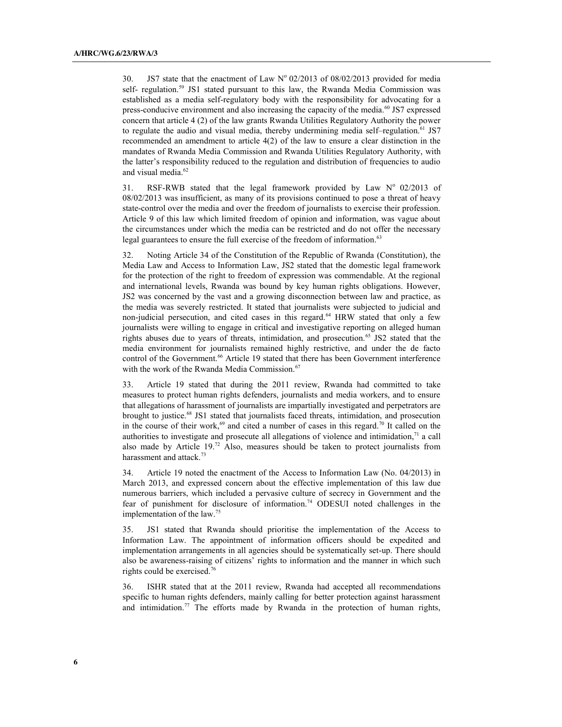30. JS7 state that the enactment of Law N° 02/2013 of 08/02/2013 provided for media self- regulation.[59] JS1 stated pursuant to this law, the Rwanda Media Commission was established as a media self-regulatory body with the responsibility for advocating for a press-conducive environment and also increasing the capacity of the media.[60] JS7 expressed concern that article 4 (2) of the law grants Rwanda Utilities Regulatory Authority the power to regulate the audio and visual media, thereby undermining media self–regulation.[61] JS7 recommended an amendment to article 4(2) of the law to ensure a clear distinction in the mandates of Rwanda Media Commission and Rwanda Utilities Regulatory Authority, with the latter's responsibility reduced to the regulation and distribution of frequencies to audio and visual media.[62]

31. RSF-RWB stated that the legal framework provided by Law N° 02/2013 of 08/02/2013 was insufficient, as many of its provisions continued to pose a threat of heavy state-control over the media and over the freedom of journalists to exercise their profession. Article 9 of this law which limited freedom of opinion and information, was vague about the circumstances under which the media can be restricted and do not offer the necessary legal guarantees to ensure the full exercise of the freedom of information.[63]

32. Noting Article 34 of the Constitution of the Republic of Rwanda (Constitution), the Media Law and Access to Information Law, JS2 stated that the domestic legal framework for the protection of the right to freedom of expression was commendable. At the regional and international levels, Rwanda was bound by key human rights obligations. However, JS2 was concerned by the vast and a growing disconnection between law and practice, as the media was severely restricted. It stated that journalists were subjected to judicial and non-judicial persecution, and cited cases in this regard.[64] HRW stated that only a few journalists were willing to engage in critical and investigative reporting on alleged human rights abuses due to years of threats, intimidation, and prosecution.[65] JS2 stated that the media environment for journalists remained highly restrictive, and under the de facto control of the Government.[66] Article 19 stated that there has been Government interference with the work of the Rwanda Media Commission.[67]

33. Article 19 stated that during the 2011 review, Rwanda had committed to take measures to protect human rights defenders, journalists and media workers, and to ensure that allegations of harassment of journalists are impartially investigated and perpetrators are brought to justice.[68] JS1 stated that journalists faced threats, intimidation, and prosecution in the course of their work,[69] and cited a number of cases in this regard.[70] It called on the authorities to investigate and prosecute all allegations of violence and intimidation,[71] a call also made by Article 19.[72] Also, measures should be taken to protect journalists from harassment and attack.[73]

34. Article 19 noted the enactment of the Access to Information Law (No. 04/2013) in March 2013, and expressed concern about the effective implementation of this law due numerous barriers, which included a pervasive culture of secrecy in Government and the fear of punishment for disclosure of information.[74] ODESUI noted challenges in the implementation of the law.[75]

35. JS1 stated that Rwanda should prioritise the implementation of the Access to Information Law. The appointment of information officers should be expedited and implementation arrangements in all agencies should be systematically set-up. There should also be awareness-raising of citizens' rights to information and the manner in which such rights could be exercised.[76]

36. ISHR stated that at the 2011 review, Rwanda had accepted all recommendations specific to human rights defenders, mainly calling for better protection against harassment and intimidation.[77] The efforts made by Rwanda in the protection of human rights,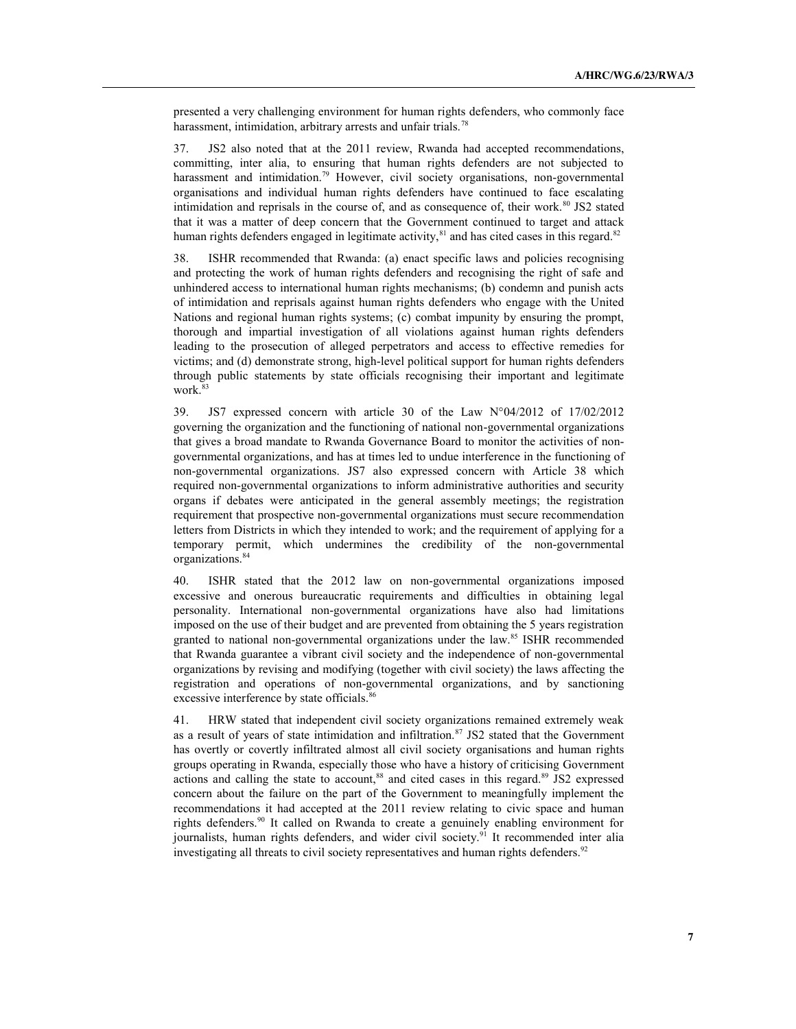presented a very challenging environment for human rights defenders, who commonly face harassment, intimidation, arbitrary arrests and unfair trials.[78]

37. JS2 also noted that at the 2011 review, Rwanda had accepted recommendations, committing, inter alia, to ensuring that human rights defenders are not subjected to harassment and intimidation.[79] However, civil society organisations, non-governmental organisations and individual human rights defenders have continued to face escalating intimidation and reprisals in the course of, and as consequence of, their work.[80] JS2 stated that it was a matter of deep concern that the Government continued to target and attack human rights defenders engaged in legitimate activity,[81] and has cited cases in this regard.[82]

38. ISHR recommended that Rwanda: (a) enact specific laws and policies recognising and protecting the work of human rights defenders and recognising the right of safe and unhindered access to international human rights mechanisms; (b) condemn and punish acts of intimidation and reprisals against human rights defenders who engage with the United Nations and regional human rights systems; (c) combat impunity by ensuring the prompt, thorough and impartial investigation of all violations against human rights defenders leading to the prosecution of alleged perpetrators and access to effective remedies for victims; and (d) demonstrate strong, high-level political support for human rights defenders through public statements by state officials recognising their important and legitimate work.[83]

39. JS7 expressed concern with article 30 of the Law N°04/2012 of 17/02/2012 governing the organization and the functioning of national non-governmental organizations that gives a broad mandate to Rwanda Governance Board to monitor the activities of non-governmental organizations, and has at times led to undue interference in the functioning of non-governmental organizations. JS7 also expressed concern with Article 38 which required non-governmental organizations to inform administrative authorities and security organs if debates were anticipated in the general assembly meetings; the registration requirement that prospective non-governmental organizations must secure recommendation letters from Districts in which they intended to work; and the requirement of applying for a temporary permit, which undermines the credibility of the non-governmental organizations.[84]

40. ISHR stated that the 2012 law on non-governmental organizations imposed excessive and onerous bureaucratic requirements and difficulties in obtaining legal personality. International non-governmental organizations have also had limitations imposed on the use of their budget and are prevented from obtaining the 5 years registration granted to national non-governmental organizations under the law.[85] ISHR recommended that Rwanda guarantee a vibrant civil society and the independence of non-governmental organizations by revising and modifying (together with civil society) the laws affecting the registration and operations of non-governmental organizations, and by sanctioning excessive interference by state officials.[86]

41. HRW stated that independent civil society organizations remained extremely weak as a result of years of state intimidation and infiltration.[87] JS2 stated that the Government has overtly or covertly infiltrated almost all civil society organisations and human rights groups operating in Rwanda, especially those who have a history of criticising Government actions and calling the state to account,[88] and cited cases in this regard.[89] JS2 expressed concern about the failure on the part of the Government to meaningfully implement the recommendations it had accepted at the 2011 review relating to civic space and human rights defenders.[90] It called on Rwanda to create a genuinely enabling environment for journalists, human rights defenders, and wider civil society.[91] It recommended inter alia investigating all threats to civil society representatives and human rights defenders.[92]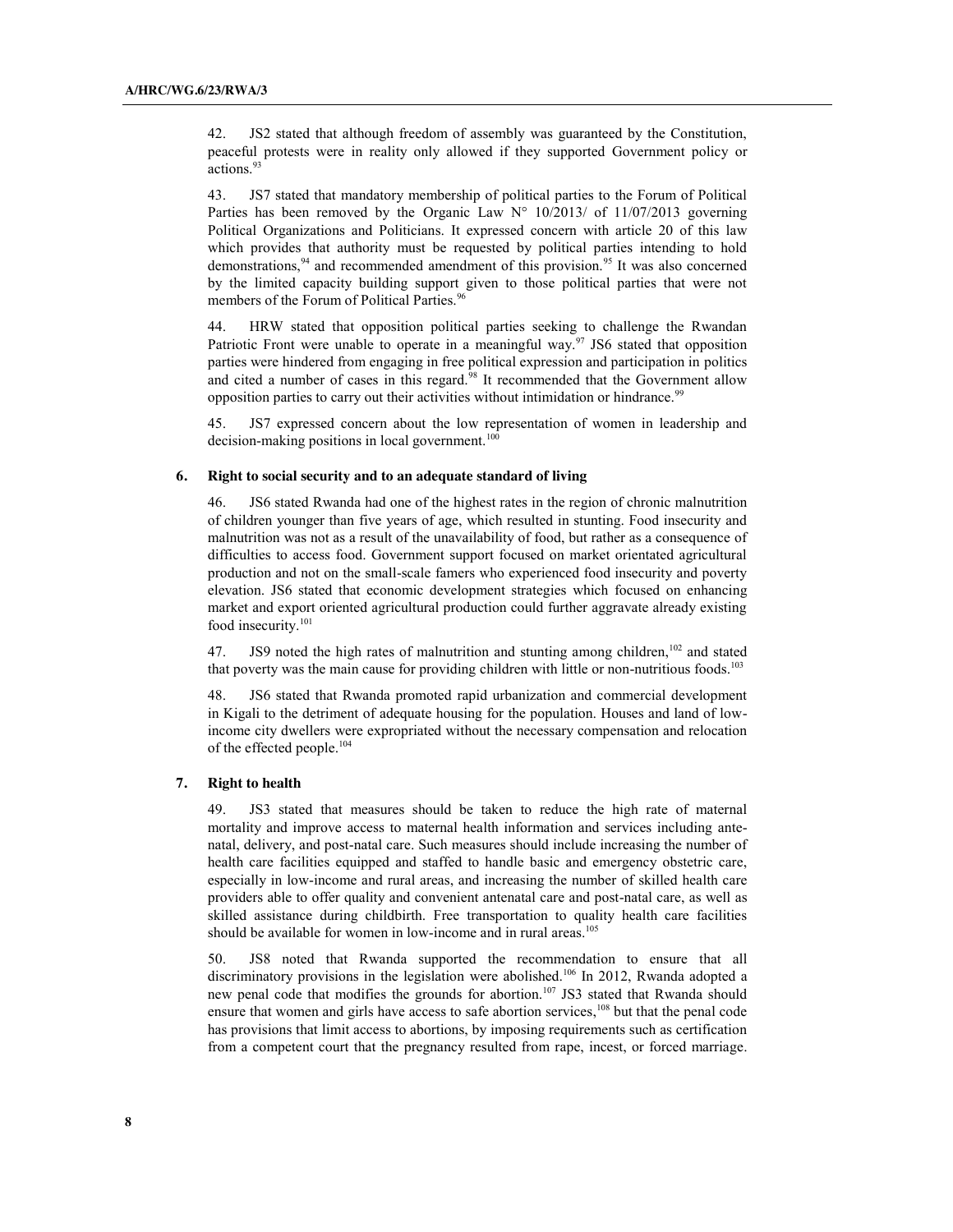42. JS2 stated that although freedom of assembly was guaranteed by the Constitution, peaceful protests were in reality only allowed if they supported Government policy or actions.[93]

43. JS7 stated that mandatory membership of political parties to the Forum of Political Parties has been removed by the Organic Law N° 10/2013/ of 11/07/2013 governing Political Organizations and Politicians. It expressed concern with article 20 of this law which provides that authority must be requested by political parties intending to hold demonstrations,[94] and recommended amendment of this provision.[95] It was also concerned by the limited capacity building support given to those political parties that were not members of the Forum of Political Parties.[96]

44. HRW stated that opposition political parties seeking to challenge the Rwandan Patriotic Front were unable to operate in a meaningful way.[97] JS6 stated that opposition parties were hindered from engaging in free political expression and participation in politics and cited a number of cases in this regard.[98] It recommended that the Government allow opposition parties to carry out their activities without intimidation or hindrance.[99]

45. JS7 expressed concern about the low representation of women in leadership and decision-making positions in local government.[100]

### 6. Right to social security and to an adequate standard of living

46. JS6 stated Rwanda had one of the highest rates in the region of chronic malnutrition of children younger than five years of age, which resulted in stunting. Food insecurity and malnutrition was not as a result of the unavailability of food, but rather as a consequence of difficulties to access food. Government support focused on market orientated agricultural production and not on the small-scale famers who experienced food insecurity and poverty elevation. JS6 stated that economic development strategies which focused on enhancing market and export oriented agricultural production could further aggravate already existing food insecurity.[101]

47. JS9 noted the high rates of malnutrition and stunting among children,[102] and stated that poverty was the main cause for providing children with little or non-nutritious foods.[103]

48. JS6 stated that Rwanda promoted rapid urbanization and commercial development in Kigali to the detriment of adequate housing for the population. Houses and land of low-income city dwellers were expropriated without the necessary compensation and relocation of the effected people.[104]

### 7. Right to health

49. JS3 stated that measures should be taken to reduce the high rate of maternal mortality and improve access to maternal health information and services including ante-natal, delivery, and post-natal care. Such measures should include increasing the number of health care facilities equipped and staffed to handle basic and emergency obstetric care, especially in low-income and rural areas, and increasing the number of skilled health care providers able to offer quality and convenient antenatal care and post-natal care, as well as skilled assistance during childbirth. Free transportation to quality health care facilities should be available for women in low-income and in rural areas.[105]

50. JS8 noted that Rwanda supported the recommendation to ensure that all discriminatory provisions in the legislation were abolished.[106] In 2012, Rwanda adopted a new penal code that modifies the grounds for abortion.[107] JS3 stated that Rwanda should ensure that women and girls have access to safe abortion services,[108] but that the penal code has provisions that limit access to abortions, by imposing requirements such as certification from a competent court that the pregnancy resulted from rape, incest, or forced marriage.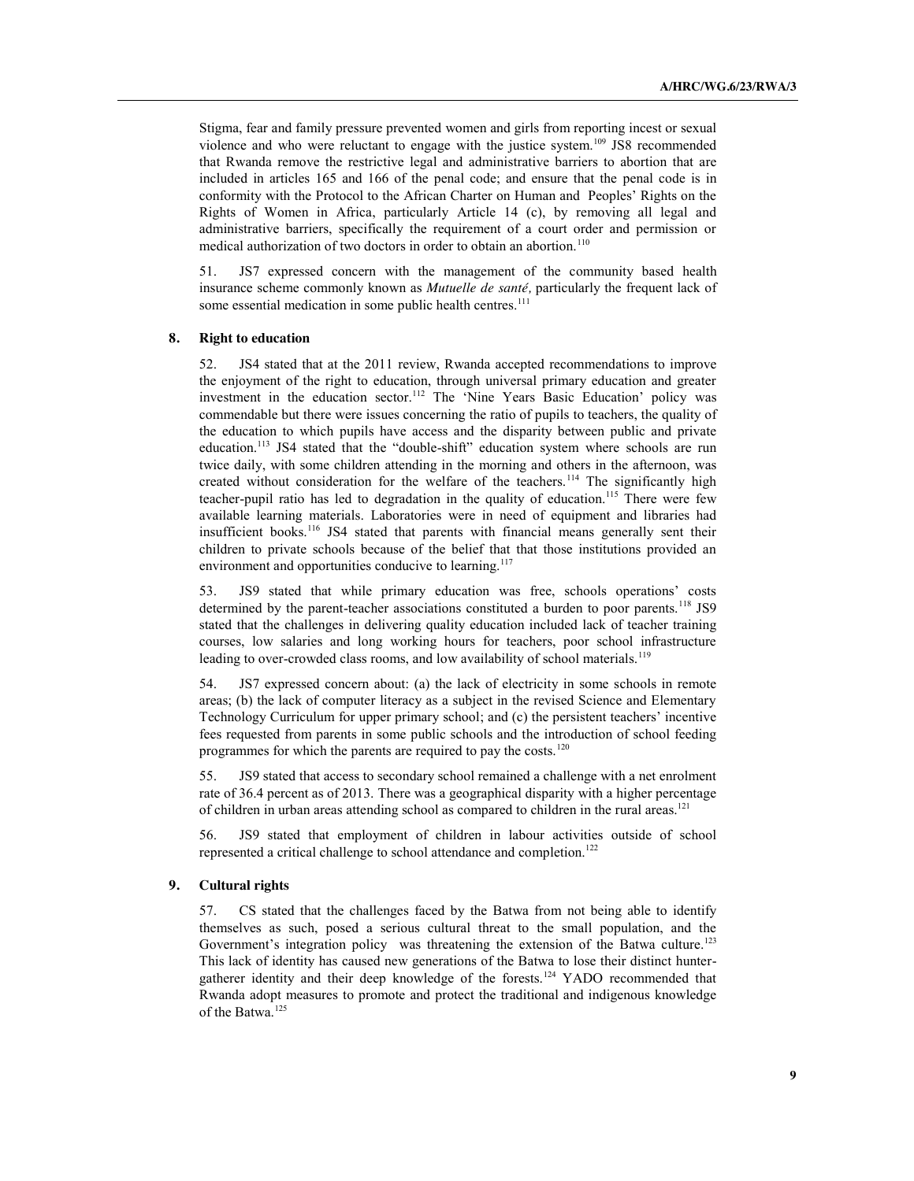Stigma, fear and family pressure prevented women and girls from reporting incest or sexual violence and who were reluctant to engage with the justice system.[109] JS8 recommended that Rwanda remove the restrictive legal and administrative barriers to abortion that are included in articles 165 and 166 of the penal code; and ensure that the penal code is in conformity with the Protocol to the African Charter on Human and Peoples' Rights on the Rights of Women in Africa, particularly Article 14 (c), by removing all legal and administrative barriers, specifically the requirement of a court order and permission or medical authorization of two doctors in order to obtain an abortion.[110]

51. JS7 expressed concern with the management of the community based health insurance scheme commonly known as *Mutuelle de santé,* particularly the frequent lack of some essential medication in some public health centres.[111]

### 8. Right to education

52. JS4 stated that at the 2011 review, Rwanda accepted recommendations to improve the enjoyment of the right to education, through universal primary education and greater investment in the education sector.[112] The 'Nine Years Basic Education' policy was commendable but there were issues concerning the ratio of pupils to teachers, the quality of the education to which pupils have access and the disparity between public and private education.[113] JS4 stated that the "double-shift" education system where schools are run twice daily, with some children attending in the morning and others in the afternoon, was created without consideration for the welfare of the teachers.[114] The significantly high teacher-pupil ratio has led to degradation in the quality of education.[115] There were few available learning materials. Laboratories were in need of equipment and libraries had insufficient books.[116] JS4 stated that parents with financial means generally sent their children to private schools because of the belief that that those institutions provided an environment and opportunities conducive to learning.[117]

53. JS9 stated that while primary education was free, schools operations' costs determined by the parent-teacher associations constituted a burden to poor parents.[118] JS9 stated that the challenges in delivering quality education included lack of teacher training courses, low salaries and long working hours for teachers, poor school infrastructure leading to over-crowded class rooms, and low availability of school materials.[119]

54. JS7 expressed concern about: (a) the lack of electricity in some schools in remote areas; (b) the lack of computer literacy as a subject in the revised Science and Elementary Technology Curriculum for upper primary school; and (c) the persistent teachers' incentive fees requested from parents in some public schools and the introduction of school feeding programmes for which the parents are required to pay the costs.[120]

55. JS9 stated that access to secondary school remained a challenge with a net enrolment rate of 36.4 percent as of 2013. There was a geographical disparity with a higher percentage of children in urban areas attending school as compared to children in the rural areas.[121]

56. JS9 stated that employment of children in labour activities outside of school represented a critical challenge to school attendance and completion.[122]

### 9. Cultural rights

57. CS stated that the challenges faced by the Batwa from not being able to identify themselves as such, posed a serious cultural threat to the small population, and the Government's integration policy was threatening the extension of the Batwa culture.[123] This lack of identity has caused new generations of the Batwa to lose their distinct hunter-gatherer identity and their deep knowledge of the forests.[124] YADO recommended that Rwanda adopt measures to promote and protect the traditional and indigenous knowledge of the Batwa.[125]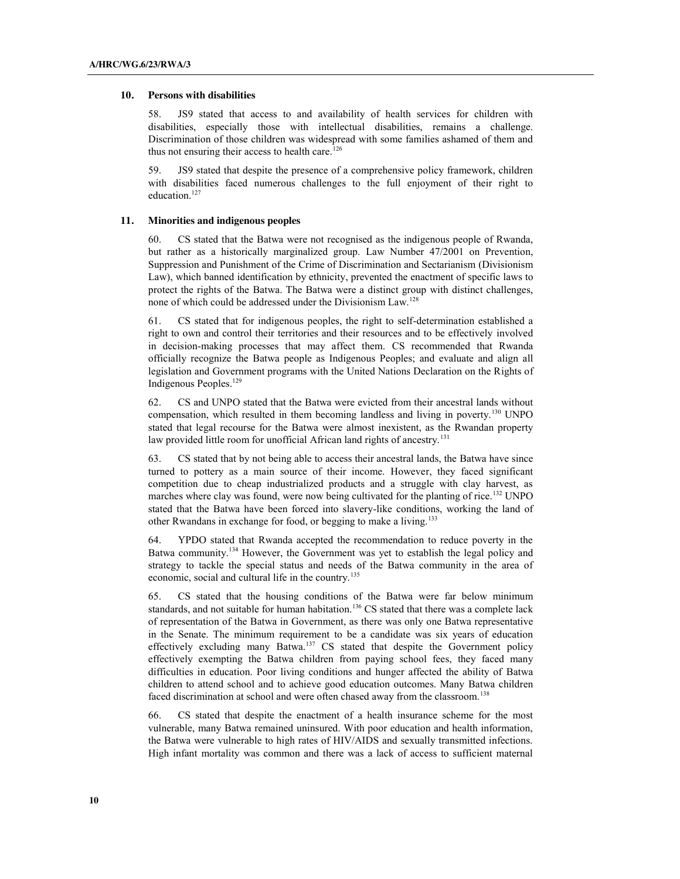### 10. Persons with disabilities

58. JS9 stated that access to and availability of health services for children with disabilities, especially those with intellectual disabilities, remains a challenge. Discrimination of those children was widespread with some families ashamed of them and thus not ensuring their access to health care.[126]

59. JS9 stated that despite the presence of a comprehensive policy framework, children with disabilities faced numerous challenges to the full enjoyment of their right to education.[127]

### 11. Minorities and indigenous peoples

60. CS stated that the Batwa were not recognised as the indigenous people of Rwanda, but rather as a historically marginalized group. Law Number 47/2001 on Prevention, Suppression and Punishment of the Crime of Discrimination and Sectarianism (Divisionism Law), which banned identification by ethnicity, prevented the enactment of specific laws to protect the rights of the Batwa. The Batwa were a distinct group with distinct challenges, none of which could be addressed under the Divisionism Law.[128]

61. CS stated that for indigenous peoples, the right to self-determination established a right to own and control their territories and their resources and to be effectively involved in decision-making processes that may affect them. CS recommended that Rwanda officially recognize the Batwa people as Indigenous Peoples; and evaluate and align all legislation and Government programs with the United Nations Declaration on the Rights of Indigenous Peoples.[129]

62. CS and UNPO stated that the Batwa were evicted from their ancestral lands without compensation, which resulted in them becoming landless and living in poverty.[130] UNPO stated that legal recourse for the Batwa were almost inexistent, as the Rwandan property law provided little room for unofficial African land rights of ancestry.[131]

63. CS stated that by not being able to access their ancestral lands, the Batwa have since turned to pottery as a main source of their income. However, they faced significant competition due to cheap industrialized products and a struggle with clay harvest, as marches where clay was found, were now being cultivated for the planting of rice.[132] UNPO stated that the Batwa have been forced into slavery-like conditions, working the land of other Rwandans in exchange for food, or begging to make a living.[133]

64. YPDO stated that Rwanda accepted the recommendation to reduce poverty in the Batwa community.[134] However, the Government was yet to establish the legal policy and strategy to tackle the special status and needs of the Batwa community in the area of economic, social and cultural life in the country.[135]

65. CS stated that the housing conditions of the Batwa were far below minimum standards, and not suitable for human habitation.[136] CS stated that there was a complete lack of representation of the Batwa in Government, as there was only one Batwa representative in the Senate. The minimum requirement to be a candidate was six years of education effectively excluding many Batwa.[137] CS stated that despite the Government policy effectively exempting the Batwa children from paying school fees, they faced many difficulties in education. Poor living conditions and hunger affected the ability of Batwa children to attend school and to achieve good education outcomes. Many Batwa children faced discrimination at school and were often chased away from the classroom.[138]

66. CS stated that despite the enactment of a health insurance scheme for the most vulnerable, many Batwa remained uninsured. With poor education and health information, the Batwa were vulnerable to high rates of HIV/AIDS and sexually transmitted infections. High infant mortality was common and there was a lack of access to sufficient maternal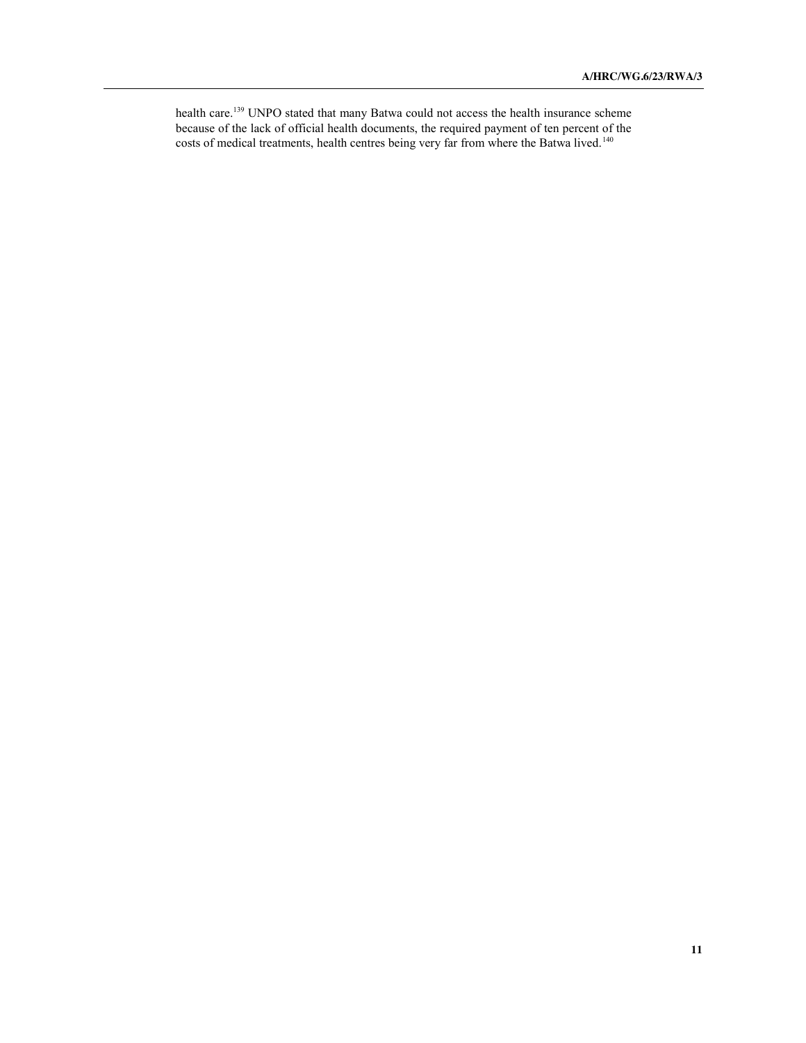health care.[139] UNPO stated that many Batwa could not access the health insurance scheme because of the lack of official health documents, the required payment of ten percent of the costs of medical treatments, health centres being very far from where the Batwa lived.[140]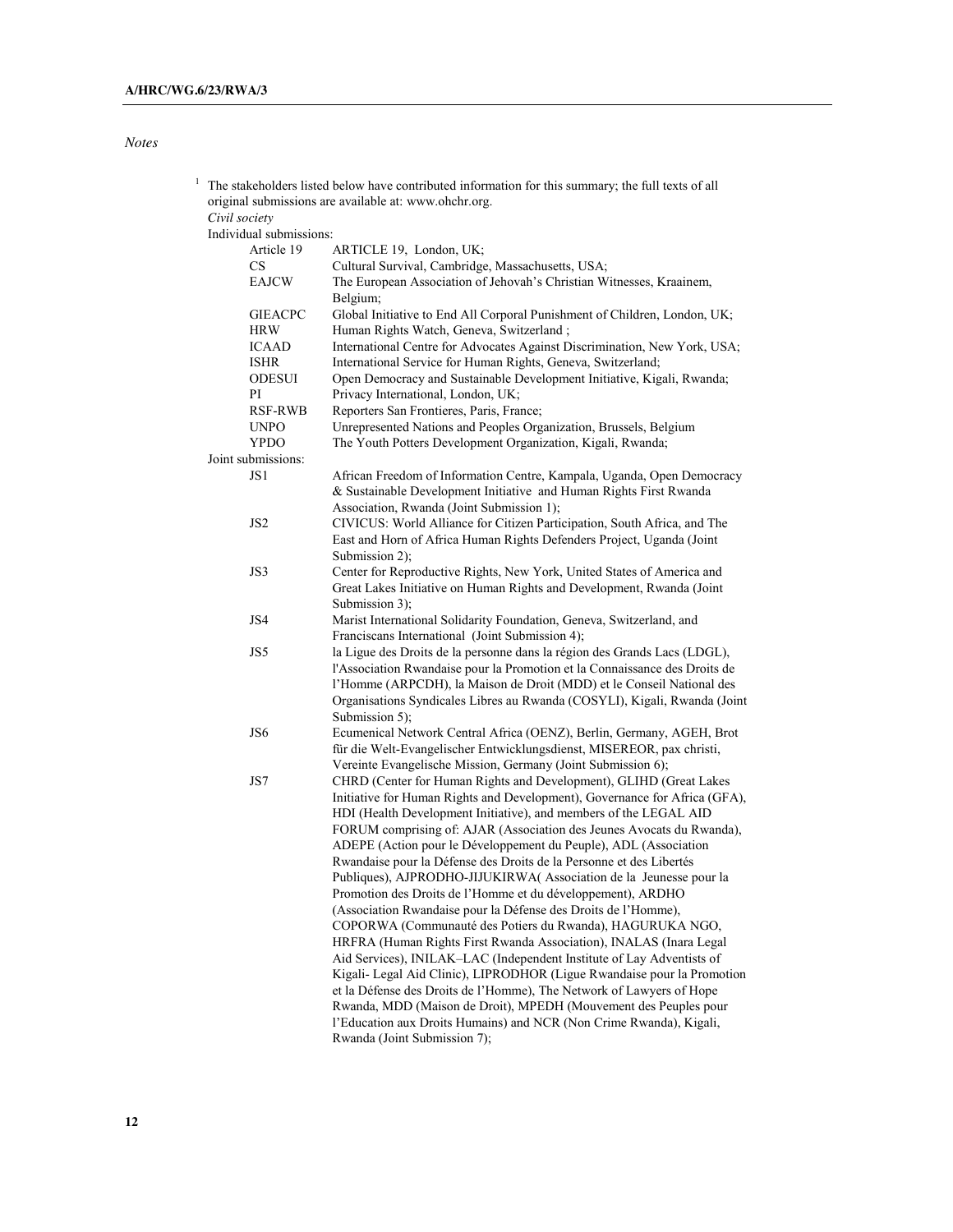*Notes*

[1] The stakeholders listed below have contributed information for this summary; the full texts of all original submissions are available at: www.ohchr.org.

*Civil society*

Individual submissions:

| | |
|---|---|
| Article 19 | ARTICLE 19, London, UK; |
| CS | Cultural Survival, Cambridge, Massachusetts, USA; |
| EAJCW | The European Association of Jehovah's Christian Witnesses, Kraainem, Belgium; |
| GIEACPC | Global Initiative to End All Corporal Punishment of Children, London, UK; |
| HRW | Human Rights Watch, Geneva, Switzerland ; |
| ICAAD | International Centre for Advocates Against Discrimination, New York, USA; |
| ISHR | International Service for Human Rights, Geneva, Switzerland; |
| ODESUI | Open Democracy and Sustainable Development Initiative, Kigali, Rwanda; |
| PI | Privacy International, London, UK; |
| RSF-RWB | Reporters San Frontieres, Paris, France; |
| UNPO | Unrepresented Nations and Peoples Organization, Brussels, Belgium |
| YPDO | The Youth Potters Development Organization, Kigali, Rwanda; |

Joint submissions:

| | |
|---|---|
| JS1 | African Freedom of Information Centre, Kampala, Uganda, Open Democracy & Sustainable Development Initiative and Human Rights First Rwanda Association, Rwanda (Joint Submission 1); |
| JS2 | CIVICUS: World Alliance for Citizen Participation, South Africa, and The East and Horn of Africa Human Rights Defenders Project, Uganda (Joint Submission 2); |
| JS3 | Center for Reproductive Rights, New York, United States of America and Great Lakes Initiative on Human Rights and Development, Rwanda (Joint Submission 3); |
| JS4 | Marist International Solidarity Foundation, Geneva, Switzerland, and Franciscans International (Joint Submission 4); |
| JS5 | la Ligue des Droits de la personne dans la région des Grands Lacs (LDGL), l'Association Rwandaise pour la Promotion et la Connaissance des Droits de l'Homme (ARPCDH), la Maison de Droit (MDD) et le Conseil National des Organisations Syndicales Libres au Rwanda (COSYLI), Kigali, Rwanda (Joint Submission 5); |
| JS6 | Ecumenical Network Central Africa (OENZ), Berlin, Germany, AGEH, Brot für die Welt-Evangelischer Entwicklungsdienst, MISEREOR, pax christi, Vereinte Evangelische Mission, Germany (Joint Submission 6); |
| JS7 | CHRD (Center for Human Rights and Development), GLIHD (Great Lakes Initiative for Human Rights and Development), Governance for Africa (GFA), HDI (Health Development Initiative), and members of the LEGAL AID FORUM comprising of: AJAR (Association des Jeunes Avocats du Rwanda), ADEPE (Action pour le Développement du Peuple), ADL (Association Rwandaise pour la Défense des Droits de la Personne et des Libertés Publiques), AJPRODHO-JIJUKIRWA( Association de la Jeunesse pour la Promotion des Droits de l'Homme et du développement), ARDHO (Association Rwandaise pour la Défense des Droits de l'Homme), COPORWA (Communauté des Potiers du Rwanda), HAGURUKA NGO, HRFRA (Human Rights First Rwanda Association), INALAS (Inara Legal Aid Services), INILAK–LAC (Independent Institute of Lay Adventists of Kigali- Legal Aid Clinic), LIPRODHOR (Ligue Rwandaise pour la Promotion et la Défense des Droits de l'Homme), The Network of Lawyers of Hope Rwanda, MDD (Maison de Droit), MPEDH (Mouvement des Peuples pour l'Education aux Droits Humains) and NCR (Non Crime Rwanda), Kigali, Rwanda (Joint Submission 7); |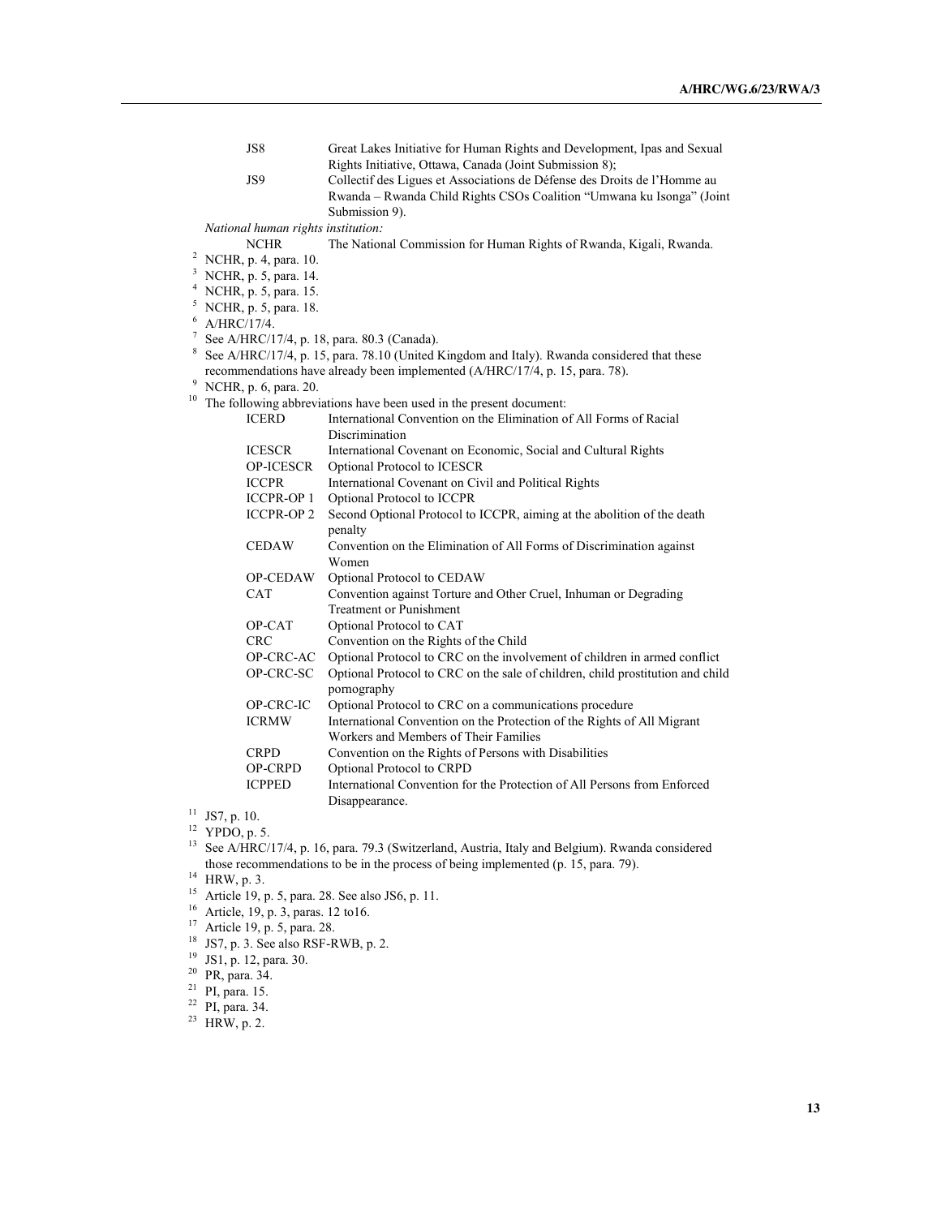| | |
|---|---|
| JS8 | Great Lakes Initiative for Human Rights and Development, Ipas and Sexual Rights Initiative, Ottawa, Canada (Joint Submission 8); |
| JS9 | Collectif des Ligues et Associations de Défense des Droits de l'Homme au Rwanda – Rwanda Child Rights CSOs Coalition "Umwana ku Isonga" (Joint Submission 9). |

*National human rights institution:*

| | |
|---|---|
| NCHR | The National Commission for Human Rights of Rwanda, Kigali, Rwanda. |

[2] NCHR, p. 4, para. 10.

[3] NCHR, p. 5, para. 14.

[4] NCHR, p. 5, para. 15.

[5] NCHR, p. 5, para. 18.

[6] A/HRC/17/4.

[7] See A/HRC/17/4, p. 18, para. 80.3 (Canada).

[8] See A/HRC/17/4, p. 15, para. 78.10 (United Kingdom and Italy). Rwanda considered that these recommendations have already been implemented (A/HRC/17/4, p. 15, para. 78).

[9] NCHR, p. 6, para. 20.

[10] The following abbreviations have been used in the present document:

| | |
|---|---|
| ICERD | International Convention on the Elimination of All Forms of Racial Discrimination |
| ICESCR | International Covenant on Economic, Social and Cultural Rights |
| OP-ICESCR | Optional Protocol to ICESCR |
| ICCPR | International Covenant on Civil and Political Rights |
| ICCPR-OP 1 | Optional Protocol to ICCPR |
| ICCPR-OP 2 | Second Optional Protocol to ICCPR, aiming at the abolition of the death penalty |
| CEDAW | Convention on the Elimination of All Forms of Discrimination against Women |
| OP-CEDAW | Optional Protocol to CEDAW |
| CAT | Convention against Torture and Other Cruel, Inhuman or Degrading Treatment or Punishment |
| OP-CAT | Optional Protocol to CAT |
| CRC | Convention on the Rights of the Child |
| OP-CRC-AC | Optional Protocol to CRC on the involvement of children in armed conflict |
| OP-CRC-SC | Optional Protocol to CRC on the sale of children, child prostitution and child pornography |
| OP-CRC-IC | Optional Protocol to CRC on a communications procedure |
| ICRMW | International Convention on the Protection of the Rights of All Migrant Workers and Members of Their Families |
| CRPD | Convention on the Rights of Persons with Disabilities |
| OP-CRPD | Optional Protocol to CRPD |
| ICPPED | International Convention for the Protection of All Persons from Enforced Disappearance. |

[11] JS7, p. 10.

[12] YPDO, p. 5.

[13] See A/HRC/17/4, p. 16, para. 79.3 (Switzerland, Austria, Italy and Belgium). Rwanda considered those recommendations to be in the process of being implemented (p. 15, para. 79).

[14] HRW, p. 3.

[15] Article 19, p. 5, para. 28. See also JS6, p. 11.

[16] Article, 19, p. 3, paras. 12 to16.

[17] Article 19, p. 5, para. 28.

[18] JS7, p. 3. See also RSF-RWB, p. 2.

[19] JS1, p. 12, para. 30.

[20] PR, para. 34.

[21] PI, para. 15.

[22] PI, para. 34.

[23] HRW, p. 2.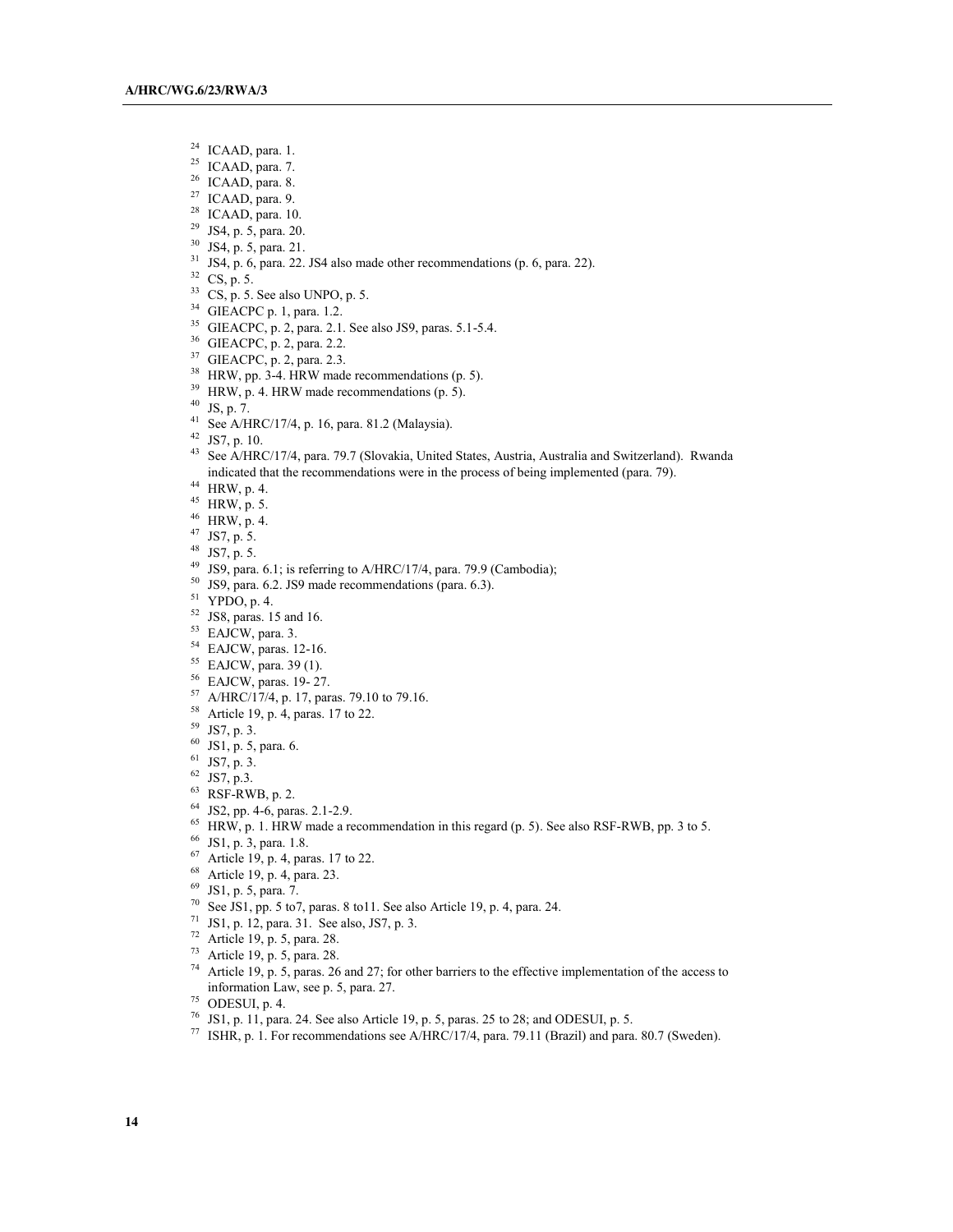[24] ICAAD, para. 1.
[25] ICAAD, para. 7.
[26] ICAAD, para. 8.
[27] ICAAD, para. 9.
[28] ICAAD, para. 10.
[29] JS4, p. 5, para. 20.
[30] JS4, p. 5, para. 21.
[31] JS4, p. 6, para. 22. JS4 also made other recommendations (p. 6, para. 22).
[32] CS, p. 5.
[33] CS, p. 5. See also UNPO, p. 5.
[34] GIEACPC p. 1, para. 1.2.
[35] GIEACPC, p. 2, para. 2.1. See also JS9, paras. 5.1-5.4.
[36] GIEACPC, p. 2, para. 2.2.
[37] GIEACPC, p. 2, para. 2.3.
[38] HRW, pp. 3-4. HRW made recommendations (p. 5).
[39] HRW, p. 4. HRW made recommendations (p. 5).
[40] JS, p. 7.
[41] See A/HRC/17/4, p. 16, para. 81.2 (Malaysia).
[42] JS7, p. 10.
[43] See A/HRC/17/4, para. 79.7 (Slovakia, United States, Austria, Australia and Switzerland). Rwanda indicated that the recommendations were in the process of being implemented (para. 79).
[44] HRW, p. 4.
[45] HRW, p. 5.
[46] HRW, p. 4.
[47] JS7, p. 5.
[48] JS7, p. 5.
[49] JS9, para. 6.1; is referring to A/HRC/17/4, para. 79.9 (Cambodia);
[50] JS9, para. 6.2. JS9 made recommendations (para. 6.3).
[51] YPDO, p. 4.
[52] JS8, paras. 15 and 16.
[53] EAJCW, para. 3.
[54] EAJCW, paras. 12-16.
[55] EAJCW, para. 39 (1).
[56] EAJCW, paras. 19- 27.
[57] A/HRC/17/4, p. 17, paras. 79.10 to 79.16.
[58] Article 19, p. 4, paras. 17 to 22.
[59] JS7, p. 3.
[60] JS1, p. 5, para. 6.
[61] JS7, p. 3.
[62] JS7, p.3.
[63] RSF-RWB, p. 2.
[64] JS2, pp. 4-6, paras. 2.1-2.9.
[65] HRW, p. 1. HRW made a recommendation in this regard (p. 5). See also RSF-RWB, pp. 3 to 5.
[66] JS1, p. 3, para. 1.8.
[67] Article 19, p. 4, paras. 17 to 22.
[68] Article 19, p. 4, para. 23.
[69] JS1, p. 5, para. 7.
[70] See JS1, pp. 5 to7, paras. 8 to11. See also Article 19, p. 4, para. 24.
[71] JS1, p. 12, para. 31. See also, JS7, p. 3.
[72] Article 19, p. 5, para. 28.
[73] Article 19, p. 5, para. 28.
[74] Article 19, p. 5, paras. 26 and 27; for other barriers to the effective implementation of the access to information Law, see p. 5, para. 27.
[75] ODESUI, p. 4.
[76] JS1, p. 11, para. 24. See also Article 19, p. 5, paras. 25 to 28; and ODESUI, p. 5.
[77] ISHR, p. 1. For recommendations see A/HRC/17/4, para. 79.11 (Brazil) and para. 80.7 (Sweden).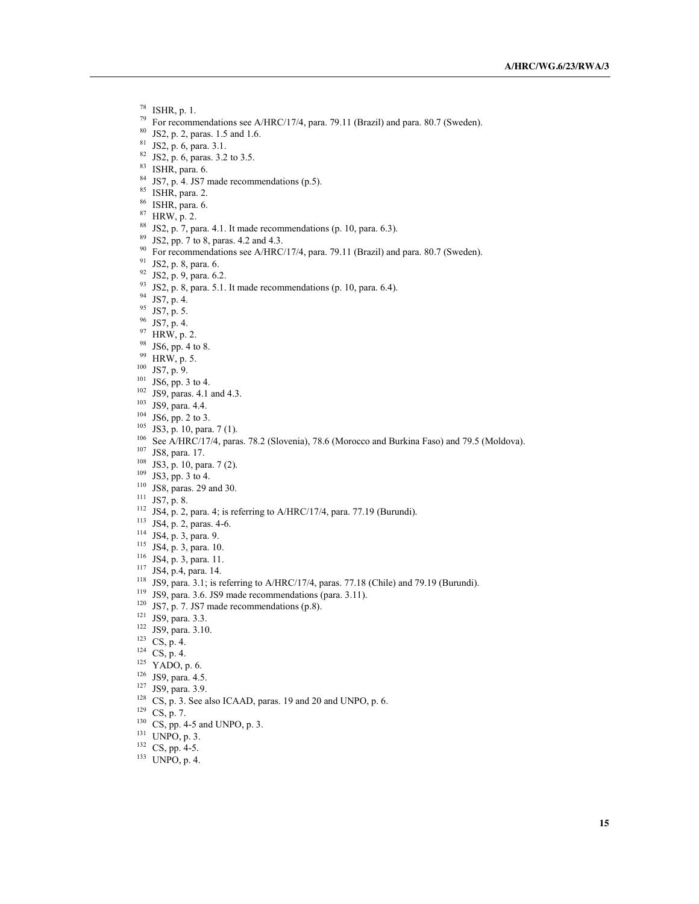[78] ISHR, p. 1.
[79] For recommendations see A/HRC/17/4, para. 79.11 (Brazil) and para. 80.7 (Sweden).
[80] JS2, p. 2, paras. 1.5 and 1.6.
[81] JS2, p. 6, para. 3.1.
[82] JS2, p. 6, paras. 3.2 to 3.5.
[83] ISHR, para. 6.
[84] JS7, p. 4. JS7 made recommendations (p.5).
[85] ISHR, para. 2.
[86] ISHR, para. 6.
[87] HRW, p. 2.
[88] JS2, p. 7, para. 4.1. It made recommendations (p. 10, para. 6.3).
[89] JS2, pp. 7 to 8, paras. 4.2 and 4.3.
[90] For recommendations see A/HRC/17/4, para. 79.11 (Brazil) and para. 80.7 (Sweden).
[91] JS2, p. 8, para. 6.
[92] JS2, p. 9, para. 6.2.
[93] JS2, p. 8, para. 5.1. It made recommendations (p. 10, para. 6.4).
[94] JS7, p. 4.
[95] JS7, p. 5.
[96] JS7, p. 4.
[97] HRW, p. 2.
[98] JS6, pp. 4 to 8.
[99] HRW, p. 5.
[100] JS7, p. 9.
[101] JS6, pp. 3 to 4.
[102] JS9, paras. 4.1 and 4.3.
[103] JS9, para. 4.4.
[104] JS6, pp. 2 to 3.
[105] JS3, p. 10, para. 7 (1).
[106] See A/HRC/17/4, paras. 78.2 (Slovenia), 78.6 (Morocco and Burkina Faso) and 79.5 (Moldova).
[107] JS8, para. 17.
[108] JS3, p. 10, para. 7 (2).
[109] JS3, pp. 3 to 4.
[110] JS8, paras. 29 and 30.
[111] JS7, p. 8.
[112] JS4, p. 2, para. 4; is referring to A/HRC/17/4, para. 77.19 (Burundi).
[113] JS4, p. 2, paras. 4-6.
[114] JS4, p. 3, para. 9.
[115] JS4, p. 3, para. 10.
[116] JS4, p. 3, para. 11.
[117] JS4, p.4, para. 14.
[118] JS9, para. 3.1; is referring to A/HRC/17/4, paras. 77.18 (Chile) and 79.19 (Burundi).
[119] JS9, para. 3.6. JS9 made recommendations (para. 3.11).
[120] JS7, p. 7. JS7 made recommendations (p.8).
[121] JS9, para. 3.3.
[122] JS9, para. 3.10.
[123] CS, p. 4.
[124] CS, p. 4.
[125] YADO, p. 6.
[126] JS9, para. 4.5.
[127] JS9, para. 3.9.
[128] CS, p. 3. See also ICAAD, paras. 19 and 20 and UNPO, p. 6.
[129] CS, p. 7.
[130] CS, pp. 4-5 and UNPO, p. 3.
[131] UNPO, p. 3.
[132] CS, pp. 4-5.
[133] UNPO, p. 4.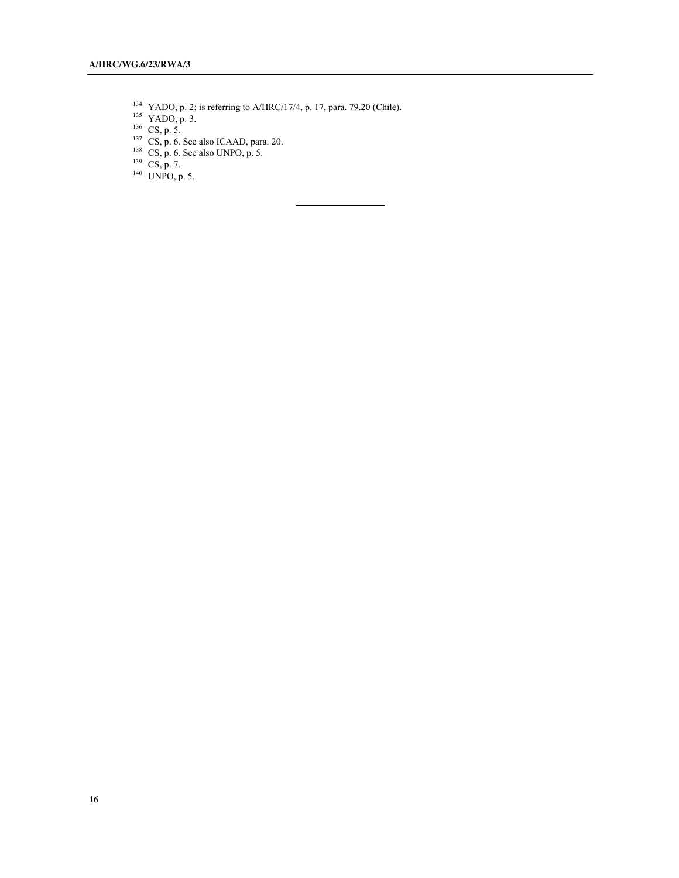[134] YADO, p. 2; is referring to A/HRC/17/4, p. 17, para. 79.20 (Chile).
[135] YADO, p. 3.
[136] CS, p. 5.
[137] CS, p. 6. See also ICAAD, para. 20.
[138] CS, p. 6. See also UNPO, p. 5.
[139] CS, p. 7.
[140] UNPO, p. 5.